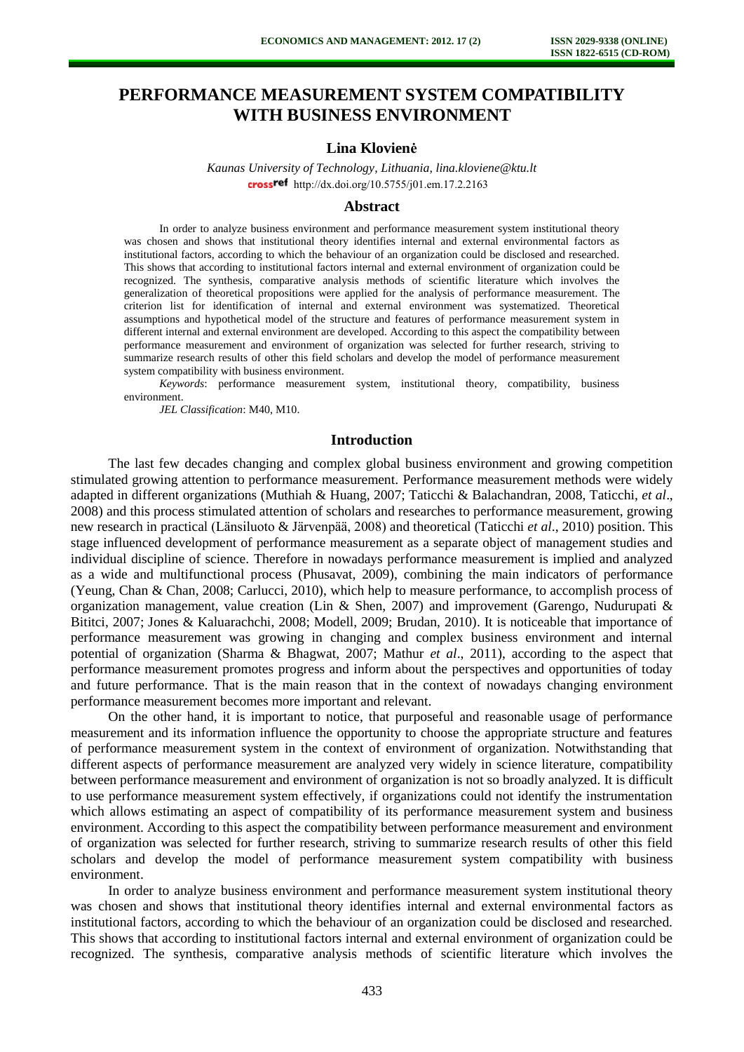# PERFORMANCE MEASUREMENT SYSTEM COMPATIBILITY WITH BUSINESS ENVIRONMENT

**Lina Klovienė**

*Kaunas University of Technology, Lithuania, lina.kloviene@ktu.lt*
http://dx.doi.org/10.5755/j01.em.17.2.2163

## Abstract

In order to analyze business environment and performance measurement system institutional theory was chosen and shows that institutional theory identifies internal and external environmental factors as institutional factors, according to which the behaviour of an organization could be disclosed and researched. This shows that according to institutional factors internal and external environment of organization could be recognized. The synthesis, comparative analysis methods of scientific literature which involves the generalization of theoretical propositions were applied for the analysis of performance measurement. The criterion list for identification of internal and external environment was systematized. Theoretical assumptions and hypothetical model of the structure and features of performance measurement system in different internal and external environment are developed. According to this aspect the compatibility between performance measurement and environment of organization was selected for further research, striving to summarize research results of other this field scholars and develop the model of performance measurement system compatibility with business environment.

*Keywords*: performance measurement system, institutional theory, compatibility, business environment.

*JEL Classification*: M40, M10.

## Introduction

The last few decades changing and complex global business environment and growing competition stimulated growing attention to performance measurement. Performance measurement methods were widely adapted in different organizations (Muthiah & Huang, 2007; Taticchi & Balachandran, 2008, Taticchi, *et al*., 2008) and this process stimulated attention of scholars and researches to performance measurement, growing new research in practical (Länsiluoto & Järvenpää, 2008) and theoretical (Taticchi *et al*., 2010) position. This stage influenced development of performance measurement as a separate object of management studies and individual discipline of science. Therefore in nowadays performance measurement is implied and analyzed as a wide and multifunctional process (Phusavat, 2009), combining the main indicators of performance (Yeung, Chan & Chan, 2008; Carlucci, 2010), which help to measure performance, to accomplish process of organization management, value creation (Lin & Shen, 2007) and improvement (Garengo, Nudurupati & Bititci, 2007; Jones & Kaluarachchi, 2008; Modell, 2009; Brudan, 2010). It is noticeable that importance of performance measurement was growing in changing and complex business environment and internal potential of organization (Sharma & Bhagwat, 2007; Mathur *et al*., 2011), according to the aspect that performance measurement promotes progress and inform about the perspectives and opportunities of today and future performance. That is the main reason that in the context of nowadays changing environment performance measurement becomes more important and relevant.

On the other hand, it is important to notice, that purposeful and reasonable usage of performance measurement and its information influence the opportunity to choose the appropriate structure and features of performance measurement system in the context of environment of organization. Notwithstanding that different aspects of performance measurement are analyzed very widely in science literature, compatibility between performance measurement and environment of organization is not so broadly analyzed. It is difficult to use performance measurement system effectively, if organizations could not identify the instrumentation which allows estimating an aspect of compatibility of its performance measurement system and business environment. According to this aspect the compatibility between performance measurement and environment of organization was selected for further research, striving to summarize research results of other this field scholars and develop the model of performance measurement system compatibility with business environment.

In order to analyze business environment and performance measurement system institutional theory was chosen and shows that institutional theory identifies internal and external environmental factors as institutional factors, according to which the behaviour of an organization could be disclosed and researched. This shows that according to institutional factors internal and external environment of organization could be recognized. The synthesis, comparative analysis methods of scientific literature which involves the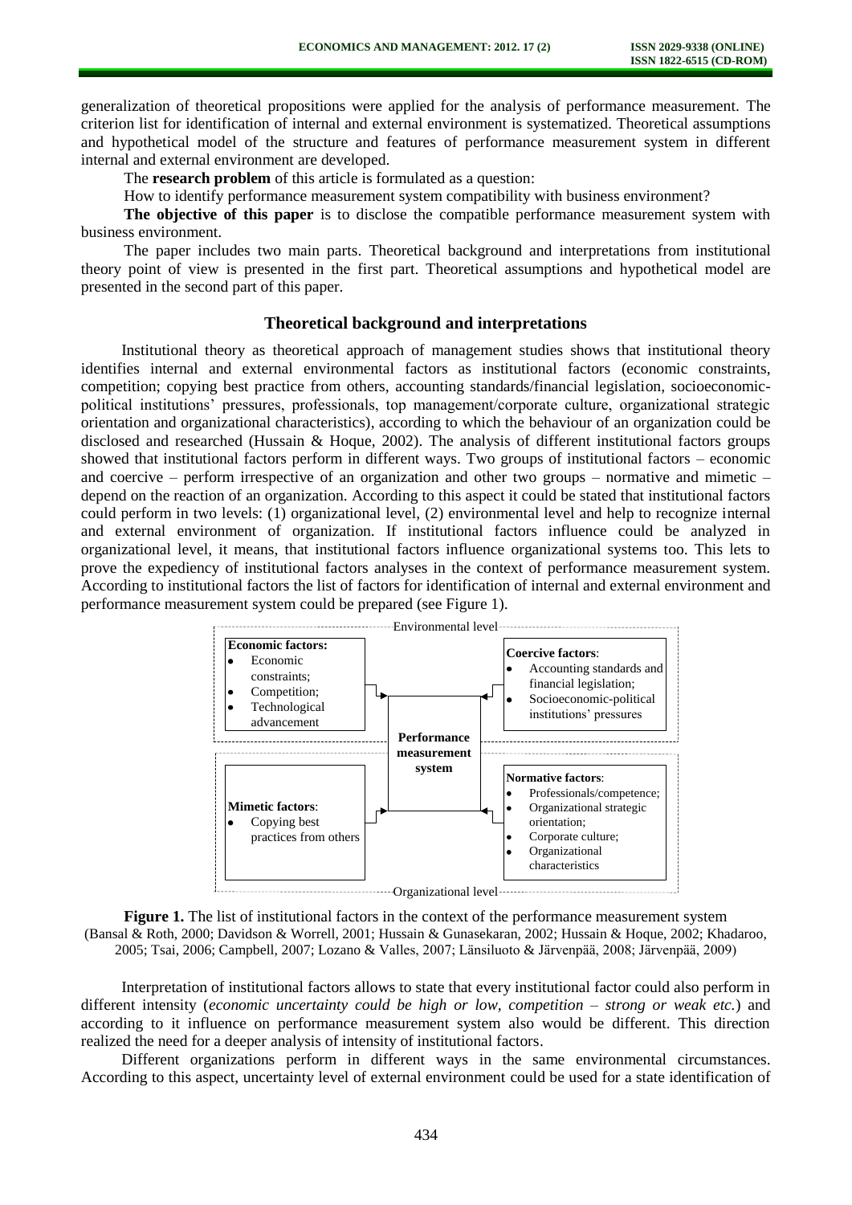generalization of theoretical propositions were applied for the analysis of performance measurement. The criterion list for identification of internal and external environment is systematized. Theoretical assumptions and hypothetical model of the structure and features of performance measurement system in different internal and external environment are developed.

The **research problem** of this article is formulated as a question:

How to identify performance measurement system compatibility with business environment?

**The objective of this paper** is to disclose the compatible performance measurement system with business environment.

The paper includes two main parts. Theoretical background and interpretations from institutional theory point of view is presented in the first part. Theoretical assumptions and hypothetical model are presented in the second part of this paper.

## Theoretical background and interpretations

Institutional theory as theoretical approach of management studies shows that institutional theory identifies internal and external environmental factors as institutional factors (economic constraints, competition; copying best practice from others, accounting standards/financial legislation, socioeconomic-political institutions' pressures, professionals, top management/corporate culture, organizational strategic orientation and organizational characteristics), according to which the behaviour of an organization could be disclosed and researched (Hussain & Hoque, 2002). The analysis of different institutional factors groups showed that institutional factors perform in different ways. Two groups of institutional factors – economic and coercive – perform irrespective of an organization and other two groups – normative and mimetic – depend on the reaction of an organization. According to this aspect it could be stated that institutional factors could perform in two levels: (1) organizational level, (2) environmental level and help to recognize internal and external environment of organization. If institutional factors influence could be analyzed in organizational level, it means, that institutional factors influence organizational systems too. This lets to prove the expediency of institutional factors analyses in the context of performance measurement system. According to institutional factors the list of factors for identification of internal and external environment and performance measurement system could be prepared (see Figure 1).

Environmental level

**Economic factors:**
- Economic constraints;
- Competition;
- Technological advancement

**Coercive factors**:
- Accounting standards and financial legislation;
- Socioeconomic-political institutions' pressures

**Performance measurement system**

**Mimetic factors**:
- Copying best practices from others

**Normative factors**:
- Professionals/competence;
- Organizational strategic orientation;
- Corporate culture;
- Organizational characteristics

Organizational level

**Figure 1.** The list of institutional factors in the context of the performance measurement system (Bansal & Roth, 2000; Davidson & Worrell, 2001; Hussain & Gunasekaran, 2002; Hussain & Hoque, 2002; Khadaroo, 2005; Tsai, 2006; Campbell, 2007; Lozano & Valles, 2007; Länsiluoto & Järvenpää, 2008; Järvenpää, 2009)

Interpretation of institutional factors allows to state that every institutional factor could also perform in different intensity (*economic uncertainty could be high or low, competition – strong or weak etc.*) and according to it influence on performance measurement system also would be different. This direction realized the need for a deeper analysis of intensity of institutional factors.

Different organizations perform in different ways in the same environmental circumstances. According to this aspect, uncertainty level of external environment could be used for a state identification of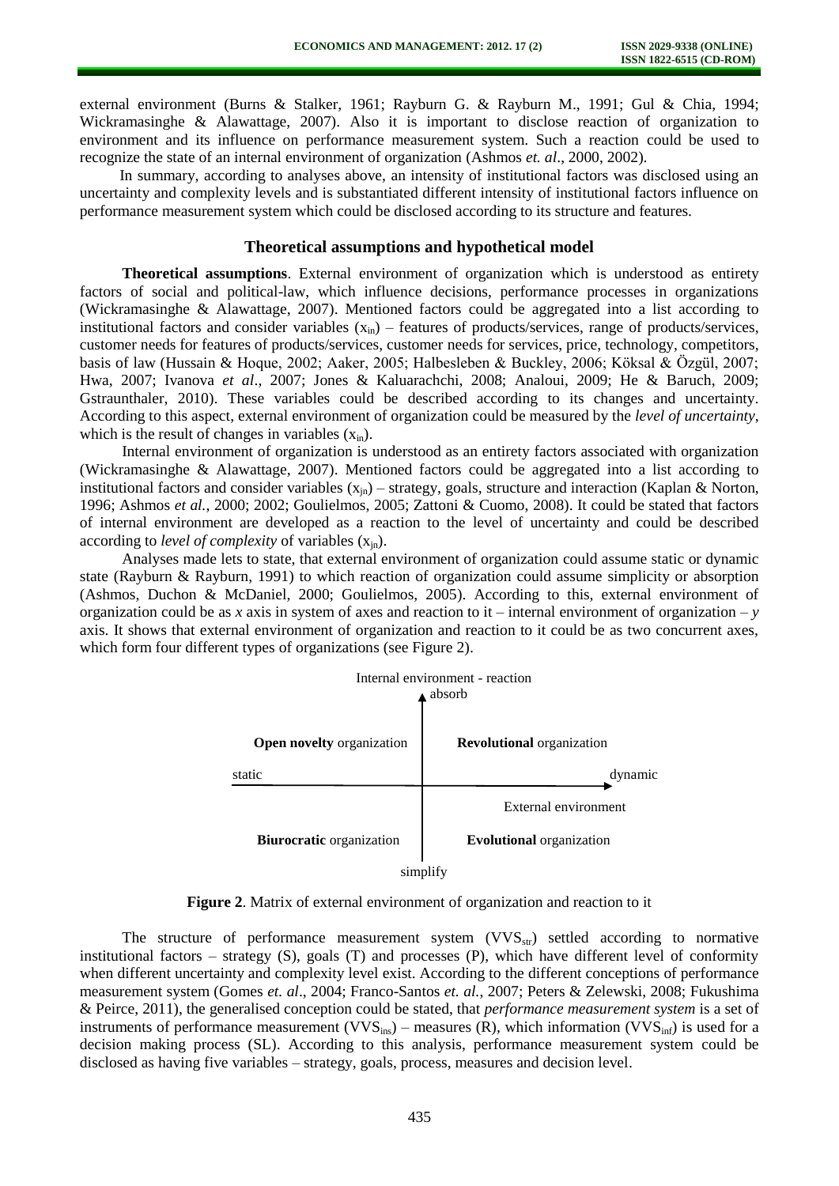external environment (Burns & Stalker, 1961; Rayburn G. & Rayburn M., 1991; Gul & Chia, 1994; Wickramasinghe & Alawattage, 2007). Also it is important to disclose reaction of organization to environment and its influence on performance measurement system. Such a reaction could be used to recognize the state of an internal environment of organization (Ashmos *et. al*., 2000, 2002).

In summary, according to analyses above, an intensity of institutional factors was disclosed using an uncertainty and complexity levels and is substantiated different intensity of institutional factors influence on performance measurement system which could be disclosed according to its structure and features.

## Theoretical assumptions and hypothetical model

**Theoretical assumptions**. External environment of organization which is understood as entirety factors of social and political-law, which influence decisions, performance processes in organizations (Wickramasinghe & Alawattage, 2007). Mentioned factors could be aggregated into a list according to institutional factors and consider variables ($x_{in}$) – features of products/services, range of products/services, customer needs for features of products/services, customer needs for services, price, technology, competitors, basis of law (Hussain & Hoque, 2002; Aaker, 2005; Halbesleben & Buckley, 2006; Köksal & Özgül, 2007; Hwa, 2007; Ivanova *et al*., 2007; Jones & Kaluarachchi, 2008; Analoui, 2009; He & Baruch, 2009; Gstraunthaler, 2010). These variables could be described according to its changes and uncertainty. According to this aspect, external environment of organization could be measured by the *level of uncertainty*, which is the result of changes in variables ($x_{in}$).

Internal environment of organization is understood as an entirety factors associated with organization (Wickramasinghe & Alawattage, 2007). Mentioned factors could be aggregated into a list according to institutional factors and consider variables ($x_{jn}$) – strategy, goals, structure and interaction (Kaplan & Norton, 1996; Ashmos *et al.*, 2000; 2002; Goulielmos, 2005; Zattoni & Cuomo, 2008). It could be stated that factors of internal environment are developed as a reaction to the level of uncertainty and could be described according to *level of complexity* of variables ($x_{jn}$).

Analyses made lets to state, that external environment of organization could assume static or dynamic state (Rayburn & Rayburn, 1991) to which reaction of organization could assume simplicity or absorption (Ashmos, Duchon & McDaniel, 2000; Goulielmos, 2005). According to this, external environment of organization could be as *x* axis in system of axes and reaction to it – internal environment of organization – *y* axis. It shows that external environment of organization and reaction to it could be as two concurrent axes, which form four different types of organizations (see Figure 2).

| | Internal environment - reaction: absorb | |
|---|---|---|
| | **Open novelty** organization | **Revolutional** organization |
| static → dynamic (External environment) | | |
| | **Biurocratic** organization | **Evolutional** organization |
| | simplify | |

**Figure 2**. Matrix of external environment of organization and reaction to it

The structure of performance measurement system ($VVS_{str}$) settled according to normative institutional factors – strategy (S), goals (T) and processes (P), which have different level of conformity when different uncertainty and complexity level exist. According to the different conceptions of performance measurement system (Gomes *et. al*., 2004; Franco-Santos *et. al.*, 2007; Peters & Zelewski, 2008; Fukushima & Peirce, 2011), the generalised conception could be stated, that *performance measurement system* is a set of instruments of performance measurement ($VVS_{ins}$) – measures (R), which information ($VVS_{inf}$) is used for a decision making process (SL). According to this analysis, performance measurement system could be disclosed as having five variables – strategy, goals, process, measures and decision level.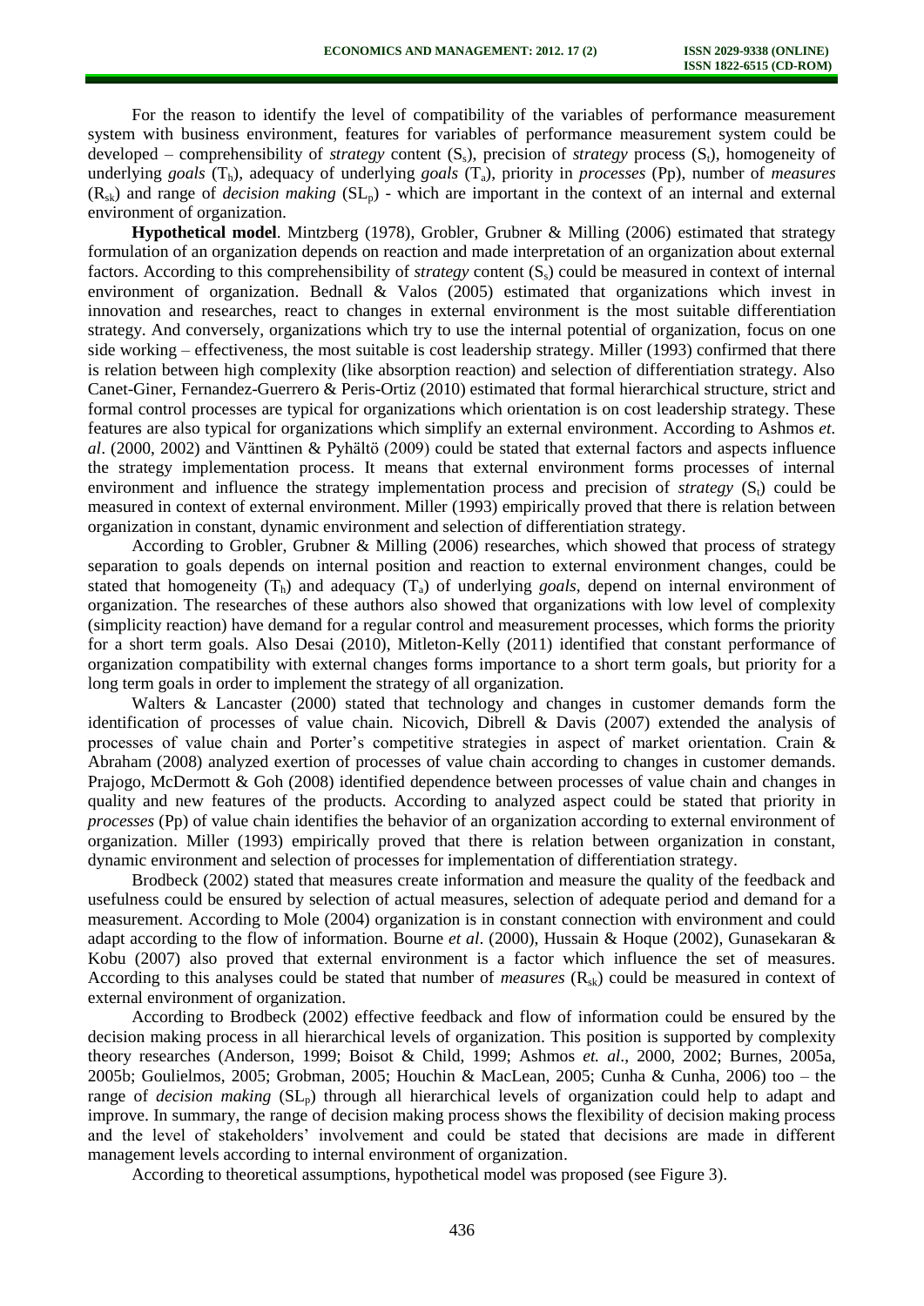For the reason to identify the level of compatibility of the variables of performance measurement system with business environment, features for variables of performance measurement system could be developed – comprehensibility of *strategy* content ($S_s$), precision of *strategy* process ($S_t$), homogeneity of underlying *goals* ($T_h$), adequacy of underlying *goals* ($T_a$), priority in *processes* (Pp), number of *measures* ($R_{sk}$) and range of *decision making* ($SL_p$) - which are important in the context of an internal and external environment of organization.

**Hypothetical model**. Mintzberg (1978), Grobler, Grubner & Milling (2006) estimated that strategy formulation of an organization depends on reaction and made interpretation of an organization about external factors. According to this comprehensibility of *strategy* content ($S_s$) could be measured in context of internal environment of organization. Bednall & Valos (2005) estimated that organizations which invest in innovation and researches, react to changes in external environment is the most suitable differentiation strategy. And conversely, organizations which try to use the internal potential of organization, focus on one side working – effectiveness, the most suitable is cost leadership strategy. Miller (1993) confirmed that there is relation between high complexity (like absorption reaction) and selection of differentiation strategy. Also Canet-Giner, Fernandez-Guerrero & Peris-Ortiz (2010) estimated that formal hierarchical structure, strict and formal control processes are typical for organizations which orientation is on cost leadership strategy. These features are also typical for organizations which simplify an external environment. According to Ashmos *et. al*. (2000, 2002) and Vänttinen & Pyhältö (2009) could be stated that external factors and aspects influence the strategy implementation process. It means that external environment forms processes of internal environment and influence the strategy implementation process and precision of *strategy* ($S_t$) could be measured in context of external environment. Miller (1993) empirically proved that there is relation between organization in constant, dynamic environment and selection of differentiation strategy.

According to Grobler, Grubner & Milling (2006) researches, which showed that process of strategy separation to goals depends on internal position and reaction to external environment changes, could be stated that homogeneity ($T_h$) and adequacy ($T_a$) of underlying *goals*, depend on internal environment of organization. The researches of these authors also showed that organizations with low level of complexity (simplicity reaction) have demand for a regular control and measurement processes, which forms the priority for a short term goals. Also Desai (2010), Mitleton-Kelly (2011) identified that constant performance of organization compatibility with external changes forms importance to a short term goals, but priority for a long term goals in order to implement the strategy of all organization.

Walters & Lancaster (2000) stated that technology and changes in customer demands form the identification of processes of value chain. Nicovich, Dibrell & Davis (2007) extended the analysis of processes of value chain and Porter's competitive strategies in aspect of market orientation. Crain & Abraham (2008) analyzed exertion of processes of value chain according to changes in customer demands. Prajogo, McDermott & Goh (2008) identified dependence between processes of value chain and changes in quality and new features of the products. According to analyzed aspect could be stated that priority in *processes* (Pp) of value chain identifies the behavior of an organization according to external environment of organization. Miller (1993) empirically proved that there is relation between organization in constant, dynamic environment and selection of processes for implementation of differentiation strategy.

Brodbeck (2002) stated that measures create information and measure the quality of the feedback and usefulness could be ensured by selection of actual measures, selection of adequate period and demand for a measurement. According to Mole (2004) organization is in constant connection with environment and could adapt according to the flow of information. Bourne *et al*. (2000), Hussain & Hoque (2002), Gunasekaran & Kobu (2007) also proved that external environment is a factor which influence the set of measures. According to this analyses could be stated that number of *measures* ($R_{sk}$) could be measured in context of external environment of organization.

According to Brodbeck (2002) effective feedback and flow of information could be ensured by the decision making process in all hierarchical levels of organization. This position is supported by complexity theory researches (Anderson, 1999; Boisot & Child, 1999; Ashmos *et. al*., 2000, 2002; Burnes, 2005a, 2005b; Goulielmos, 2005; Grobman, 2005; Houchin & MacLean, 2005; Cunha & Cunha, 2006) too – the range of *decision making* ($SL_p$) through all hierarchical levels of organization could help to adapt and improve. In summary, the range of decision making process shows the flexibility of decision making process and the level of stakeholders' involvement and could be stated that decisions are made in different management levels according to internal environment of organization.

According to theoretical assumptions, hypothetical model was proposed (see Figure 3).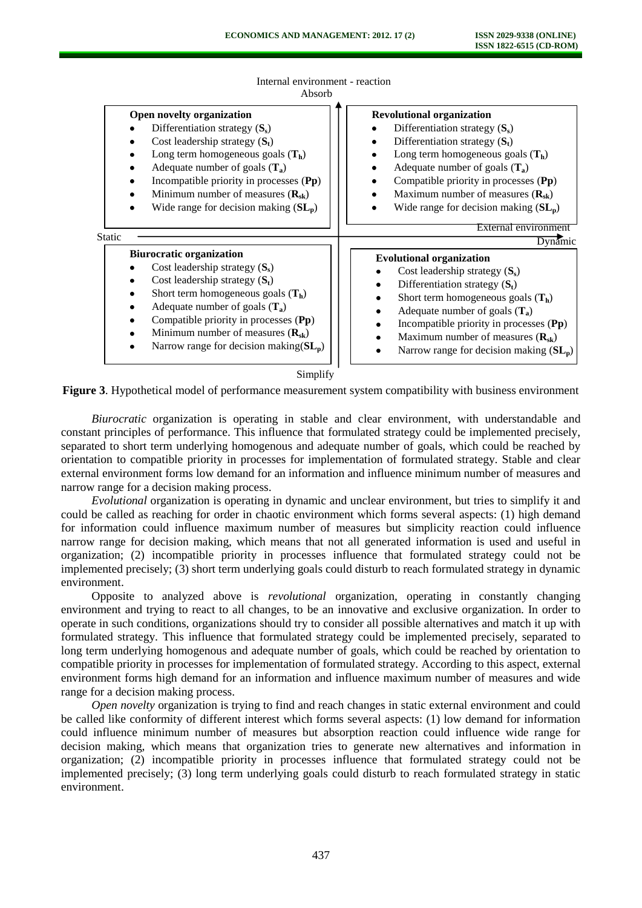Internal environment - reaction

Absorb

| **Open novelty organization** | **Revolutional organization** |
| --- | --- |
| Differentiation strategy ($S_s$) | Differentiation strategy ($S_s$) |
| Cost leadership strategy ($S_t$) | Differentiation strategy ($S_t$) |
| Long term homogeneous goals ($T_h$) | Long term homogeneous goals ($T_h$) |
| Adequate number of goals ($T_a$) | Adequate number of goals ($T_a$) |
| Incompatible priority in processes (**Pp**) | Compatible priority in processes (**Pp**) |
| Minimum number of measures ($R_{sk}$) | Maximum number of measures ($R_{sk}$) |
| Wide range for decision making ($SL_p$) | Wide range for decision making ($SL_p$) |

Static — External environment — Dynamic

| **Biurocratic organization** | **Evolutional organization** |
| --- | --- |
| Cost leadership strategy ($S_s$) | Cost leadership strategy ($S_s$) |
| Cost leadership strategy ($S_t$) | Differentiation strategy ($S_t$) |
| Short term homogeneous goals ($T_h$) | Short term homogeneous goals ($T_h$) |
| Adequate number of goals ($T_a$) | Adequate number of goals ($T_a$) |
| Compatible priority in processes (**Pp**) | Incompatible priority in processes (**Pp**) |
| Minimum number of measures ($R_{sk}$) | Maximum number of measures ($R_{sk}$) |
| Narrow range for decision making($SL_p$) | Narrow range for decision making ($SL_p$) |

Simplify

**Figure 3**. Hypothetical model of performance measurement system compatibility with business environment

*Biurocratic* organization is operating in stable and clear environment, with understandable and constant principles of performance. This influence that formulated strategy could be implemented precisely, separated to short term underlying homogenous and adequate number of goals, which could be reached by orientation to compatible priority in processes for implementation of formulated strategy. Stable and clear external environment forms low demand for an information and influence minimum number of measures and narrow range for a decision making process.

*Evolutional* organization is operating in dynamic and unclear environment, but tries to simplify it and could be called as reaching for order in chaotic environment which forms several aspects: (1) high demand for information could influence maximum number of measures but simplicity reaction could influence narrow range for decision making, which means that not all generated information is used and useful in organization; (2) incompatible priority in processes influence that formulated strategy could not be implemented precisely; (3) short term underlying goals could disturb to reach formulated strategy in dynamic environment.

Opposite to analyzed above is *revolutional* organization, operating in constantly changing environment and trying to react to all changes, to be an innovative and exclusive organization. In order to operate in such conditions, organizations should try to consider all possible alternatives and match it up with formulated strategy. This influence that formulated strategy could be implemented precisely, separated to long term underlying homogenous and adequate number of goals, which could be reached by orientation to compatible priority in processes for implementation of formulated strategy. According to this aspect, external environment forms high demand for an information and influence maximum number of measures and wide range for a decision making process.

*Open novelty* organization is trying to find and reach changes in static external environment and could be called like conformity of different interest which forms several aspects: (1) low demand for information could influence minimum number of measures but absorption reaction could influence wide range for decision making, which means that organization tries to generate new alternatives and information in organization; (2) incompatible priority in processes influence that formulated strategy could not be implemented precisely; (3) long term underlying goals could disturb to reach formulated strategy in static environment.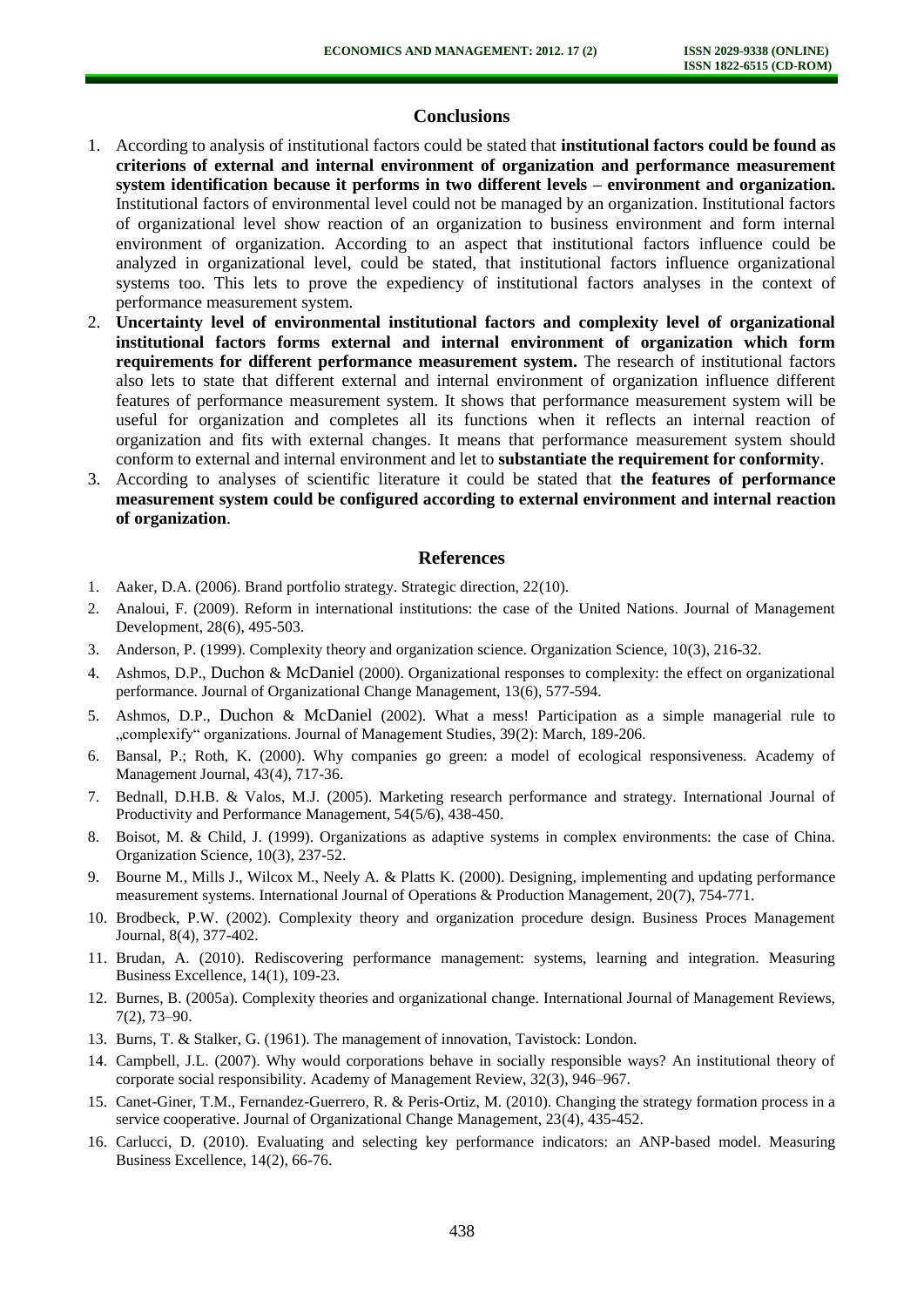## Conclusions

1. According to analysis of institutional factors could be stated that **institutional factors could be found as criterions of external and internal environment of organization and performance measurement system identification because it performs in two different levels – environment and organization.** Institutional factors of environmental level could not be managed by an organization. Institutional factors of organizational level show reaction of an organization to business environment and form internal environment of organization. According to an aspect that institutional factors influence could be analyzed in organizational level, could be stated, that institutional factors influence organizational systems too. This lets to prove the expediency of institutional factors analyses in the context of performance measurement system.
2. **Uncertainty level of environmental institutional factors and complexity level of organizational institutional factors forms external and internal environment of organization which form requirements for different performance measurement system.** The research of institutional factors also lets to state that different external and internal environment of organization influence different features of performance measurement system. It shows that performance measurement system will be useful for organization and completes all its functions when it reflects an internal reaction of organization and fits with external changes. It means that performance measurement system should conform to external and internal environment and let to **substantiate the requirement for conformity**.
3. According to analyses of scientific literature it could be stated that **the features of performance measurement system could be configured according to external environment and internal reaction of organization**.

## References

1. Aaker, D.A. (2006). Brand portfolio strategy. Strategic direction, 22(10).
2. Analoui, F. (2009). Reform in international institutions: the case of the United Nations. Journal of Management Development, 28(6), 495-503.
3. Anderson, P. (1999). Complexity theory and organization science. Organization Science, 10(3), 216-32.
4. Ashmos, D.P., Duchon & McDaniel (2000). Organizational responses to complexity: the effect on organizational performance. Journal of Organizational Change Management, 13(6), 577-594.
5. Ashmos, D.P., Duchon & McDaniel (2002). What a mess! Participation as a simple managerial rule to „complexify" organizations. Journal of Management Studies, 39(2): March, 189-206.
6. Bansal, P.; Roth, K. (2000). Why companies go green: a model of ecological responsiveness. Academy of Management Journal, 43(4), 717-36.
7. Bednall, D.H.B. & Valos, M.J. (2005). Marketing research performance and strategy. International Journal of Productivity and Performance Management, 54(5/6), 438-450.
8. Boisot, M. & Child, J. (1999). Organizations as adaptive systems in complex environments: the case of China. Organization Science, 10(3), 237-52.
9. Bourne M., Mills J., Wilcox M., Neely A. & Platts K. (2000). Designing, implementing and updating performance measurement systems. International Journal of Operations & Production Management, 20(7), 754-771.
10. Brodbeck, P.W. (2002). Complexity theory and organization procedure design. Business Proces Management Journal, 8(4), 377-402.
11. Brudan, A. (2010). Rediscovering performance management: systems, learning and integration. Measuring Business Excellence, 14(1), 109-23.
12. Burnes, B. (2005a). Complexity theories and organizational change. International Journal of Management Reviews, 7(2), 73–90.
13. Burns, T. & Stalker, G. (1961). The management of innovation, Tavistock: London.
14. Campbell, J.L. (2007). Why would corporations behave in socially responsible ways? An institutional theory of corporate social responsibility. Academy of Management Review, 32(3), 946–967.
15. Canet-Giner, T.M., Fernandez-Guerrero, R. & Peris-Ortiz, M. (2010). Changing the strategy formation process in a service cooperative. Journal of Organizational Change Management, 23(4), 435-452.
16. Carlucci, D. (2010). Evaluating and selecting key performance indicators: an ANP-based model. Measuring Business Excellence, 14(2), 66-76.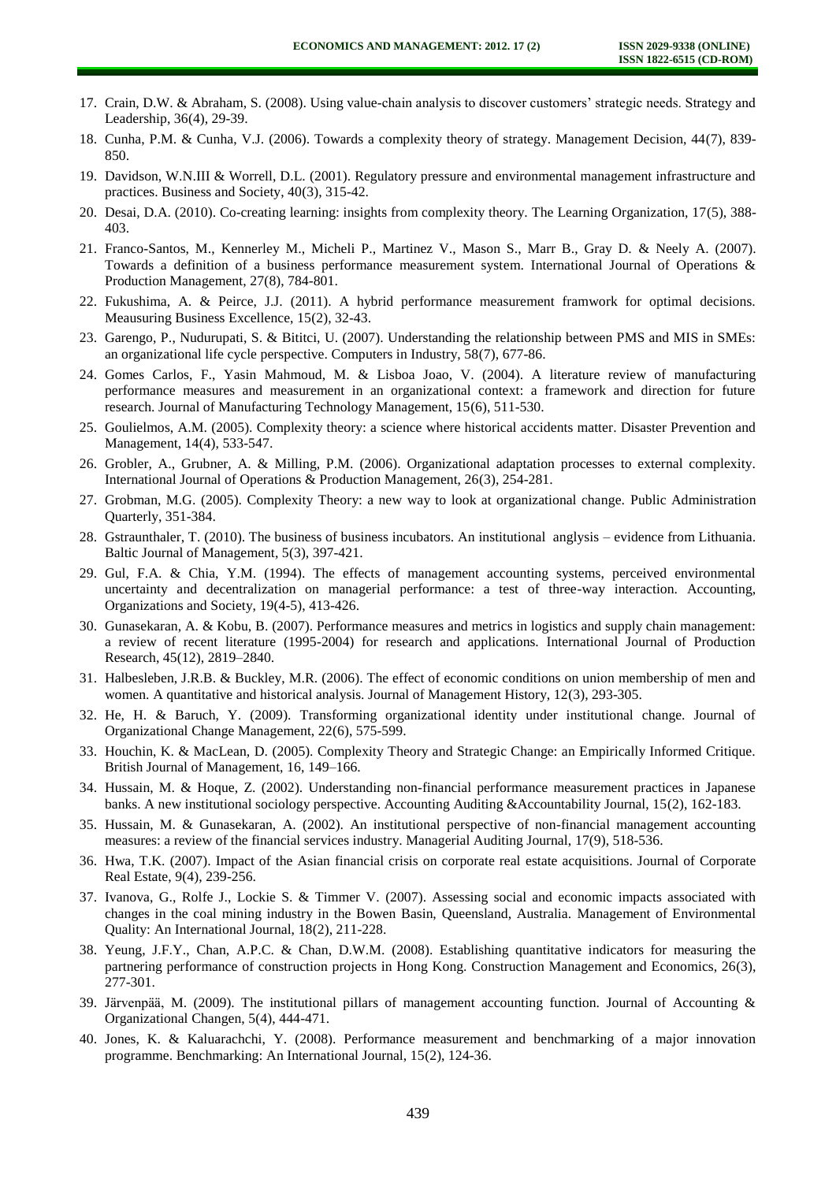17. Crain, D.W. & Abraham, S. (2008). Using value-chain analysis to discover customers' strategic needs. Strategy and Leadership, 36(4), 29-39.
18. Cunha, P.M. & Cunha, V.J. (2006). Towards a complexity theory of strategy. Management Decision, 44(7), 839-850.
19. Davidson, W.N.III & Worrell, D.L. (2001). Regulatory pressure and environmental management infrastructure and practices. Business and Society, 40(3), 315-42.
20. Desai, D.A. (2010). Co-creating learning: insights from complexity theory. The Learning Organization, 17(5), 388-403.
21. Franco-Santos, M., Kennerley M., Micheli P., Martinez V., Mason S., Marr B., Gray D. & Neely A. (2007). Towards a definition of a business performance measurement system. International Journal of Operations & Production Management, 27(8), 784-801.
22. Fukushima, A. & Peirce, J.J. (2011). A hybrid performance measurement framwork for optimal decisions. Meausuring Business Excellence, 15(2), 32-43.
23. Garengo, P., Nudurupati, S. & Bititci, U. (2007). Understanding the relationship between PMS and MIS in SMEs: an organizational life cycle perspective. Computers in Industry, 58(7), 677-86.
24. Gomes Carlos, F., Yasin Mahmoud, M. & Lisboa Joao, V. (2004). A literature review of manufacturing performance measures and measurement in an organizational context: a framework and direction for future research. Journal of Manufacturing Technology Management, 15(6), 511-530.
25. Goulielmos, A.M. (2005). Complexity theory: a science where historical accidents matter. Disaster Prevention and Management, 14(4), 533-547.
26. Grobler, A., Grubner, A. & Milling, P.M. (2006). Organizational adaptation processes to external complexity. International Journal of Operations & Production Management, 26(3), 254-281.
27. Grobman, M.G. (2005). Complexity Theory: a new way to look at organizational change. Public Administration Quarterly, 351-384.
28. Gstraunthaler, T. (2010). The business of business incubators. An institutional anglysis – evidence from Lithuania. Baltic Journal of Management, 5(3), 397-421.
29. Gul, F.A. & Chia, Y.M. (1994). The effects of management accounting systems, perceived environmental uncertainty and decentralization on managerial performance: a test of three-way interaction. Accounting, Organizations and Society, 19(4-5), 413-426.
30. Gunasekaran, A. & Kobu, B. (2007). Performance measures and metrics in logistics and supply chain management: a review of recent literature (1995-2004) for research and applications. International Journal of Production Research, 45(12), 2819–2840.
31. Halbesleben, J.R.B. & Buckley, M.R. (2006). The effect of economic conditions on union membership of men and women. A quantitative and historical analysis. Journal of Management History, 12(3), 293-305.
32. He, H. & Baruch, Y. (2009). Transforming organizational identity under institutional change. Journal of Organizational Change Management, 22(6), 575-599.
33. Houchin, K. & MacLean, D. (2005). Complexity Theory and Strategic Change: an Empirically Informed Critique. British Journal of Management, 16, 149–166.
34. Hussain, M. & Hoque, Z. (2002). Understanding non-financial performance measurement practices in Japanese banks. A new institutional sociology perspective. Accounting Auditing &Accountability Journal, 15(2), 162-183.
35. Hussain, M. & Gunasekaran, A. (2002). An institutional perspective of non-financial management accounting measures: a review of the financial services industry. Managerial Auditing Journal, 17(9), 518-536.
36. Hwa, T.K. (2007). Impact of the Asian financial crisis on corporate real estate acquisitions. Journal of Corporate Real Estate, 9(4), 239-256.
37. Ivanova, G., Rolfe J., Lockie S. & Timmer V. (2007). Assessing social and economic impacts associated with changes in the coal mining industry in the Bowen Basin, Queensland, Australia. Management of Environmental Quality: An International Journal, 18(2), 211-228.
38. Yeung, J.F.Y., Chan, A.P.C. & Chan, D.W.M. (2008). Establishing quantitative indicators for measuring the partnering performance of construction projects in Hong Kong. Construction Management and Economics, 26(3), 277-301.
39. Järvenpää, M. (2009). The institutional pillars of management accounting function. Journal of Accounting & Organizational Changen, 5(4), 444-471.
40. Jones, K. & Kaluarachchi, Y. (2008). Performance measurement and benchmarking of a major innovation programme. Benchmarking: An International Journal, 15(2), 124-36.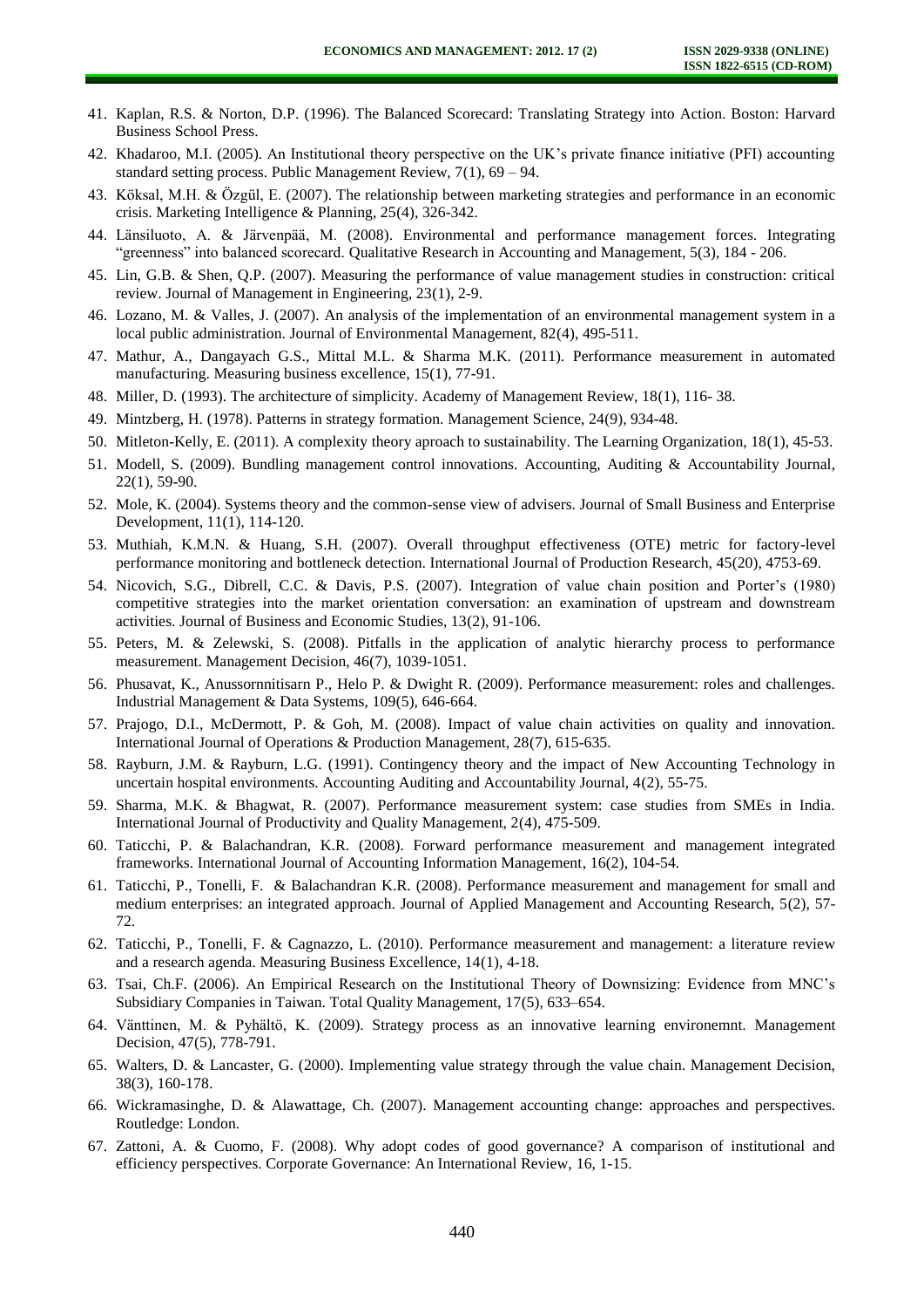41. Kaplan, R.S. & Norton, D.P. (1996). The Balanced Scorecard: Translating Strategy into Action. Boston: Harvard Business School Press.
42. Khadaroo, M.I. (2005). An Institutional theory perspective on the UK's private finance initiative (PFI) accounting standard setting process. Public Management Review, 7(1), 69 – 94.
43. Köksal, M.H. & Özgül, E. (2007). The relationship between marketing strategies and performance in an economic crisis. Marketing Intelligence & Planning, 25(4), 326-342.
44. Länsiluoto, A. & Järvenpää, M. (2008). Environmental and performance management forces. Integrating "greenness" into balanced scorecard. Qualitative Research in Accounting and Management, 5(3), 184 - 206.
45. Lin, G.B. & Shen, Q.P. (2007). Measuring the performance of value management studies in construction: critical review. Journal of Management in Engineering, 23(1), 2-9.
46. Lozano, M. & Valles, J. (2007). An analysis of the implementation of an environmental management system in a local public administration. Journal of Environmental Management, 82(4), 495-511.
47. Mathur, A., Dangayach G.S., Mittal M.L. & Sharma M.K. (2011). Performance measurement in automated manufacturing. Measuring business excellence, 15(1), 77-91.
48. Miller, D. (1993). The architecture of simplicity. Academy of Management Review, 18(1), 116- 38.
49. Mintzberg, H. (1978). Patterns in strategy formation. Management Science, 24(9), 934-48.
50. Mitleton-Kelly, E. (2011). A complexity theory aproach to sustainability. The Learning Organization, 18(1), 45-53.
51. Modell, S. (2009). Bundling management control innovations. Accounting, Auditing & Accountability Journal, 22(1), 59-90.
52. Mole, K. (2004). Systems theory and the common-sense view of advisers. Journal of Small Business and Enterprise Development, 11(1), 114-120.
53. Muthiah, K.M.N. & Huang, S.H. (2007). Overall throughput effectiveness (OTE) metric for factory-level performance monitoring and bottleneck detection. International Journal of Production Research, 45(20), 4753-69.
54. Nicovich, S.G., Dibrell, C.C. & Davis, P.S. (2007). Integration of value chain position and Porter's (1980) competitive strategies into the market orientation conversation: an examination of upstream and downstream activities. Journal of Business and Economic Studies, 13(2), 91-106.
55. Peters, M. & Zelewski, S. (2008). Pitfalls in the application of analytic hierarchy process to performance measurement. Management Decision, 46(7), 1039-1051.
56. Phusavat, K., Anussornnitisarn P., Helo P. & Dwight R. (2009). Performance measurement: roles and challenges. Industrial Management & Data Systems, 109(5), 646-664.
57. Prajogo, D.I., McDermott, P. & Goh, M. (2008). Impact of value chain activities on quality and innovation. International Journal of Operations & Production Management, 28(7), 615-635.
58. Rayburn, J.M. & Rayburn, L.G. (1991). Contingency theory and the impact of New Accounting Technology in uncertain hospital environments. Accounting Auditing and Accountability Journal, 4(2), 55-75.
59. Sharma, M.K. & Bhagwat, R. (2007). Performance measurement system: case studies from SMEs in India. International Journal of Productivity and Quality Management, 2(4), 475-509.
60. Taticchi, P. & Balachandran, K.R. (2008). Forward performance measurement and management integrated frameworks. International Journal of Accounting Information Management, 16(2), 104-54.
61. Taticchi, P., Tonelli, F. & Balachandran K.R. (2008). Performance measurement and management for small and medium enterprises: an integrated approach. Journal of Applied Management and Accounting Research, 5(2), 57-72.
62. Taticchi, P., Tonelli, F. & Cagnazzo, L. (2010). Performance measurement and management: a literature review and a research agenda. Measuring Business Excellence, 14(1), 4-18.
63. Tsai, Ch.F. (2006). An Empirical Research on the Institutional Theory of Downsizing: Evidence from MNC's Subsidiary Companies in Taiwan. Total Quality Management, 17(5), 633–654.
64. Vänttinen, M. & Pyhältö, K. (2009). Strategy process as an innovative learning environemnt. Management Decision, 47(5), 778-791.
65. Walters, D. & Lancaster, G. (2000). Implementing value strategy through the value chain. Management Decision, 38(3), 160-178.
66. Wickramasinghe, D. & Alawattage, Ch. (2007). Management accounting change: approaches and perspectives. Routledge: London.
67. Zattoni, A. & Cuomo, F. (2008). Why adopt codes of good governance? A comparison of institutional and efficiency perspectives. Corporate Governance: An International Review, 16, 1-15.